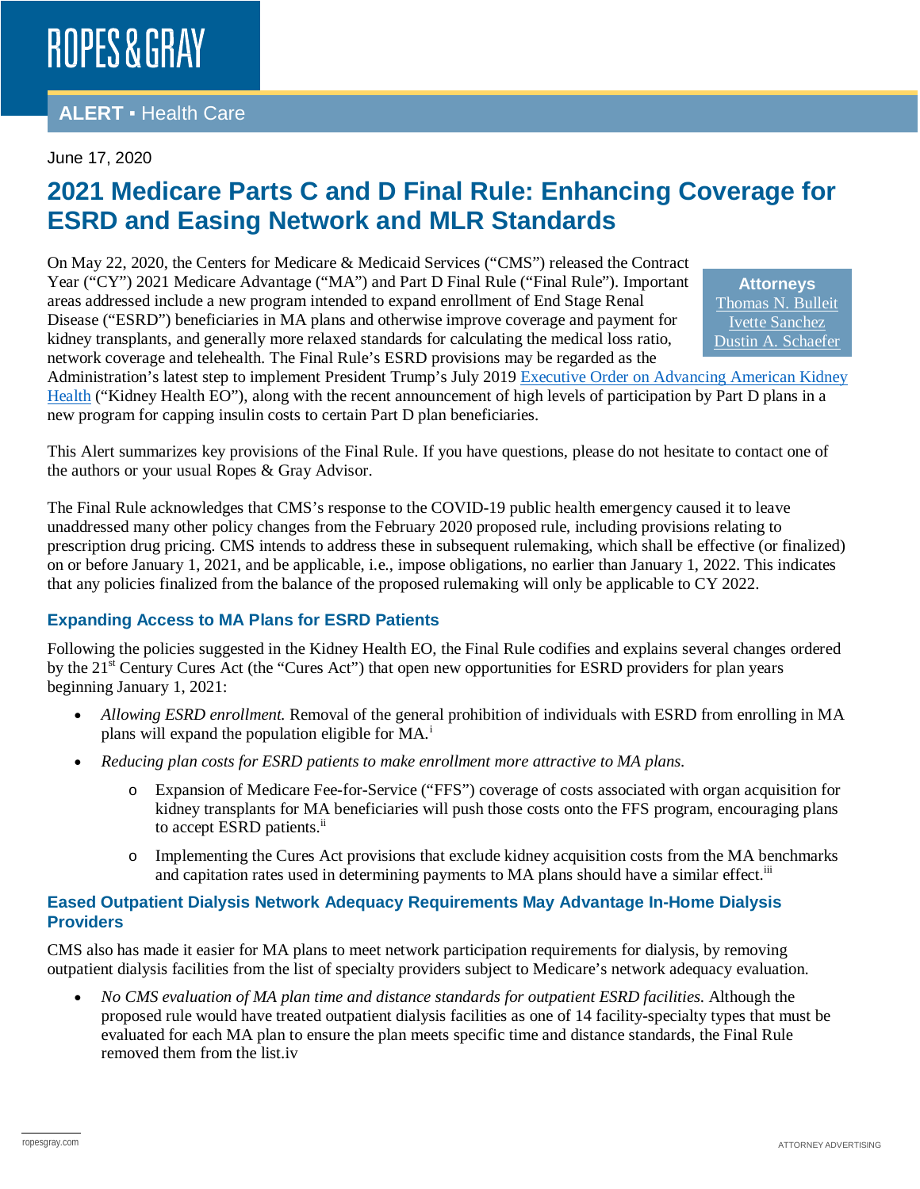ROPES & GRAY

**ALERT ▪ Health Care**

June 17, 2020

# 2021 Medicare Parts C and D Final Rule: Enhancing Coverage for ESRD and Easing Network and MLR Standards

**Attorneys**
Thomas N. Bulleit
Ivette Sanchez
Dustin A. Schaefer

On May 22, 2020, the Centers for Medicare & Medicaid Services ("CMS") released the Contract Year ("CY") 2021 Medicare Advantage ("MA") and Part D Final Rule ("Final Rule"). Important areas addressed include a new program intended to expand enrollment of End Stage Renal Disease ("ESRD") beneficiaries in MA plans and otherwise improve coverage and payment for kidney transplants, and generally more relaxed standards for calculating the medical loss ratio, network coverage and telehealth. The Final Rule's ESRD provisions may be regarded as the Administration's latest step to implement President Trump's July 2019 Executive Order on Advancing American Kidney Health ("Kidney Health EO"), along with the recent announcement of high levels of participation by Part D plans in a new program for capping insulin costs to certain Part D plan beneficiaries.

This Alert summarizes key provisions of the Final Rule. If you have questions, please do not hesitate to contact one of the authors or your usual Ropes & Gray Advisor.

The Final Rule acknowledges that CMS's response to the COVID-19 public health emergency caused it to leave unaddressed many other policy changes from the February 2020 proposed rule, including provisions relating to prescription drug pricing. CMS intends to address these in subsequent rulemaking, which shall be effective (or finalized) on or before January 1, 2021, and be applicable, i.e., impose obligations, no earlier than January 1, 2022. This indicates that any policies finalized from the balance of the proposed rulemaking will only be applicable to CY 2022.

## Expanding Access to MA Plans for ESRD Patients

Following the policies suggested in the Kidney Health EO, the Final Rule codifies and explains several changes ordered by the 21st Century Cures Act (the "Cures Act") that open new opportunities for ESRD providers for plan years beginning January 1, 2021:

- *Allowing ESRD enrollment.* Removal of the general prohibition of individuals with ESRD from enrolling in MA plans will expand the population eligible for MA.[i]
- *Reducing plan costs for ESRD patients to make enrollment more attractive to MA plans.*
  - Expansion of Medicare Fee-for-Service ("FFS") coverage of costs associated with organ acquisition for kidney transplants for MA beneficiaries will push those costs onto the FFS program, encouraging plans to accept ESRD patients.[ii]
  - Implementing the Cures Act provisions that exclude kidney acquisition costs from the MA benchmarks and capitation rates used in determining payments to MA plans should have a similar effect.[iii]

## Eased Outpatient Dialysis Network Adequacy Requirements May Advantage In-Home Dialysis Providers

CMS also has made it easier for MA plans to meet network participation requirements for dialysis, by removing outpatient dialysis facilities from the list of specialty providers subject to Medicare's network adequacy evaluation.

- *No CMS evaluation of MA plan time and distance standards for outpatient ESRD facilities.* Although the proposed rule would have treated outpatient dialysis facilities as one of 14 facility-specialty types that must be evaluated for each MA plan to ensure the plan meets specific time and distance standards, the Final Rule removed them from the list.iv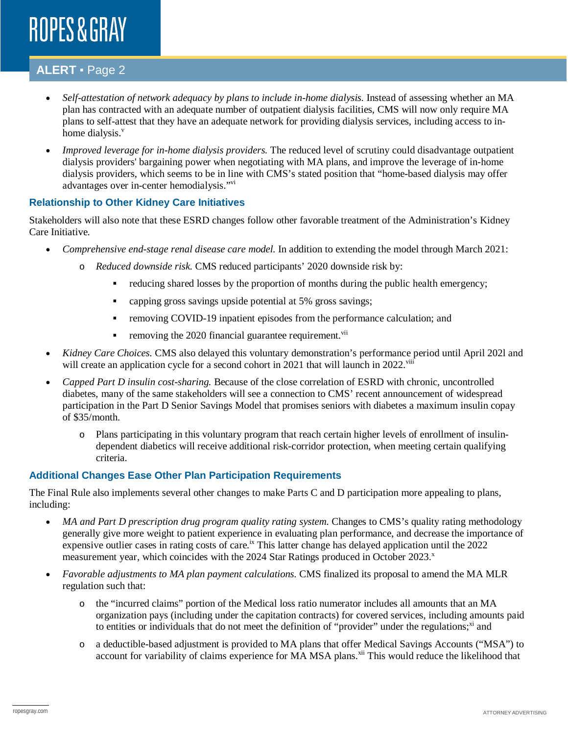- *Self-attestation of network adequacy by plans to include in-home dialysis.* Instead of assessing whether an MA plan has contracted with an adequate number of outpatient dialysis facilities, CMS will now only require MA plans to self-attest that they have an adequate network for providing dialysis services, including access to in-home dialysis.[v]
- *Improved leverage for in-home dialysis providers.* The reduced level of scrutiny could disadvantage outpatient dialysis providers' bargaining power when negotiating with MA plans, and improve the leverage of in-home dialysis providers, which seems to be in line with CMS's stated position that "home-based dialysis may offer advantages over in-center hemodialysis."[vi]

### Relationship to Other Kidney Care Initiatives

Stakeholders will also note that these ESRD changes follow other favorable treatment of the Administration's Kidney Care Initiative.

- *Comprehensive end-stage renal disease care model.* In addition to extending the model through March 2021:
  - *Reduced downside risk.* CMS reduced participants' 2020 downside risk by:
    - reducing shared losses by the proportion of months during the public health emergency;
    - capping gross savings upside potential at 5% gross savings;
    - removing COVID-19 inpatient episodes from the performance calculation; and
    - removing the 2020 financial guarantee requirement.[vii]
- *Kidney Care Choices.* CMS also delayed this voluntary demonstration's performance period until April 202l and will create an application cycle for a second cohort in 2021 that will launch in 2022.[viii]
- *Capped Part D insulin cost-sharing.* Because of the close correlation of ESRD with chronic, uncontrolled diabetes, many of the same stakeholders will see a connection to CMS' recent announcement of widespread participation in the Part D Senior Savings Model that promises seniors with diabetes a maximum insulin copay of $35/month.
  - Plans participating in this voluntary program that reach certain higher levels of enrollment of insulin-dependent diabetics will receive additional risk-corridor protection, when meeting certain qualifying criteria.

### Additional Changes Ease Other Plan Participation Requirements

The Final Rule also implements several other changes to make Parts C and D participation more appealing to plans, including:

- *MA and Part D prescription drug program quality rating system.* Changes to CMS's quality rating methodology generally give more weight to patient experience in evaluating plan performance, and decrease the importance of expensive outlier cases in rating costs of care.[ix] This latter change has delayed application until the 2022 measurement year, which coincides with the 2024 Star Ratings produced in October 2023.[x]
- *Favorable adjustments to MA plan payment calculations.* CMS finalized its proposal to amend the MA MLR regulation such that:
  - the "incurred claims" portion of the Medical loss ratio numerator includes all amounts that an MA organization pays (including under the capitation contracts) for covered services, including amounts paid to entities or individuals that do not meet the definition of "provider" under the regulations;[xi] and
  - a deductible-based adjustment is provided to MA plans that offer Medical Savings Accounts ("MSA") to account for variability of claims experience for MA MSA plans.[xii] This would reduce the likelihood that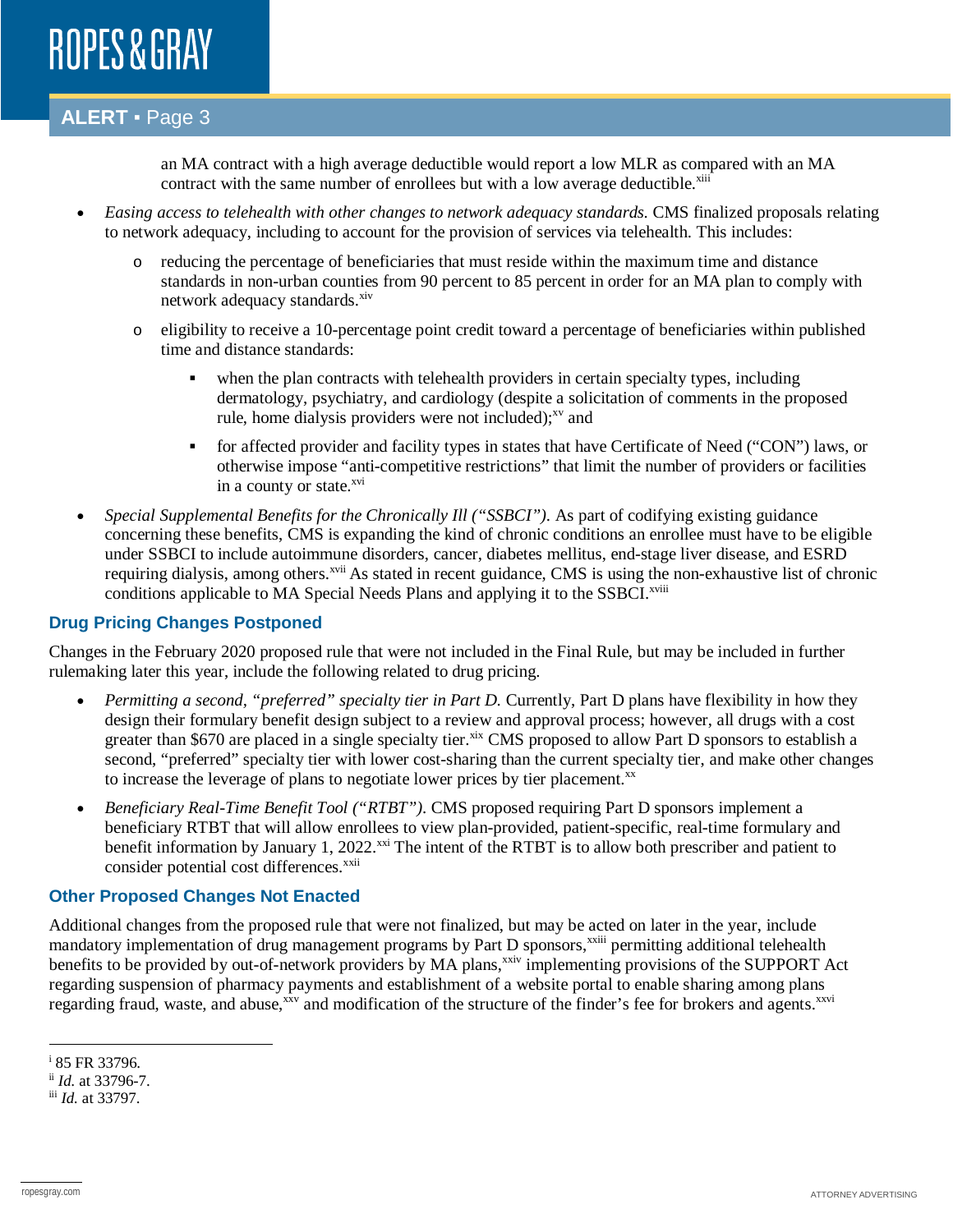an MA contract with a high average deductible would report a low MLR as compared with an MA contract with the same number of enrollees but with a low average deductible.[xiii]

- *Easing access to telehealth with other changes to network adequacy standards.* CMS finalized proposals relating to network adequacy, including to account for the provision of services via telehealth. This includes:
    - reducing the percentage of beneficiaries that must reside within the maximum time and distance standards in non-urban counties from 90 percent to 85 percent in order for an MA plan to comply with network adequacy standards.[xiv]
    - eligibility to receive a 10-percentage point credit toward a percentage of beneficiaries within published time and distance standards:
        - when the plan contracts with telehealth providers in certain specialty types, including dermatology, psychiatry, and cardiology (despite a solicitation of comments in the proposed rule, home dialysis providers were not included);[xv] and
        - for affected provider and facility types in states that have Certificate of Need ("CON") laws, or otherwise impose "anti-competitive restrictions" that limit the number of providers or facilities in a county or state.[xvi]
- *Special Supplemental Benefits for the Chronically Ill ("SSBCI").* As part of codifying existing guidance concerning these benefits, CMS is expanding the kind of chronic conditions an enrollee must have to be eligible under SSBCI to include autoimmune disorders, cancer, diabetes mellitus, end-stage liver disease, and ESRD requiring dialysis, among others.[xvii] As stated in recent guidance, CMS is using the non-exhaustive list of chronic conditions applicable to MA Special Needs Plans and applying it to the SSBCI.[xviii]

## Drug Pricing Changes Postponed

Changes in the February 2020 proposed rule that were not included in the Final Rule, but may be included in further rulemaking later this year, include the following related to drug pricing.

- *Permitting a second, "preferred" specialty tier in Part D.* Currently, Part D plans have flexibility in how they design their formulary benefit design subject to a review and approval process; however, all drugs with a cost greater than $670 are placed in a single specialty tier.[xix] CMS proposed to allow Part D sponsors to establish a second, "preferred" specialty tier with lower cost-sharing than the current specialty tier, and make other changes to increase the leverage of plans to negotiate lower prices by tier placement.[xx]
- *Beneficiary Real-Time Benefit Tool ("RTBT").* CMS proposed requiring Part D sponsors implement a beneficiary RTBT that will allow enrollees to view plan-provided, patient-specific, real-time formulary and benefit information by January 1, 2022.[xxi] The intent of the RTBT is to allow both prescriber and patient to consider potential cost differences.[xxii]

## Other Proposed Changes Not Enacted

Additional changes from the proposed rule that were not finalized, but may be acted on later in the year, include mandatory implementation of drug management programs by Part D sponsors,[xxiii] permitting additional telehealth benefits to be provided by out-of-network providers by MA plans,[xxiv] implementing provisions of the SUPPORT Act regarding suspension of pharmacy payments and establishment of a website portal to enable sharing among plans regarding fraud, waste, and abuse,[xxv] and modification of the structure of the finder's fee for brokers and agents.[xxvi]

---

[i] 85 FR 33796.

[ii] *Id.* at 33796-7.

[iii] *Id.* at 33797.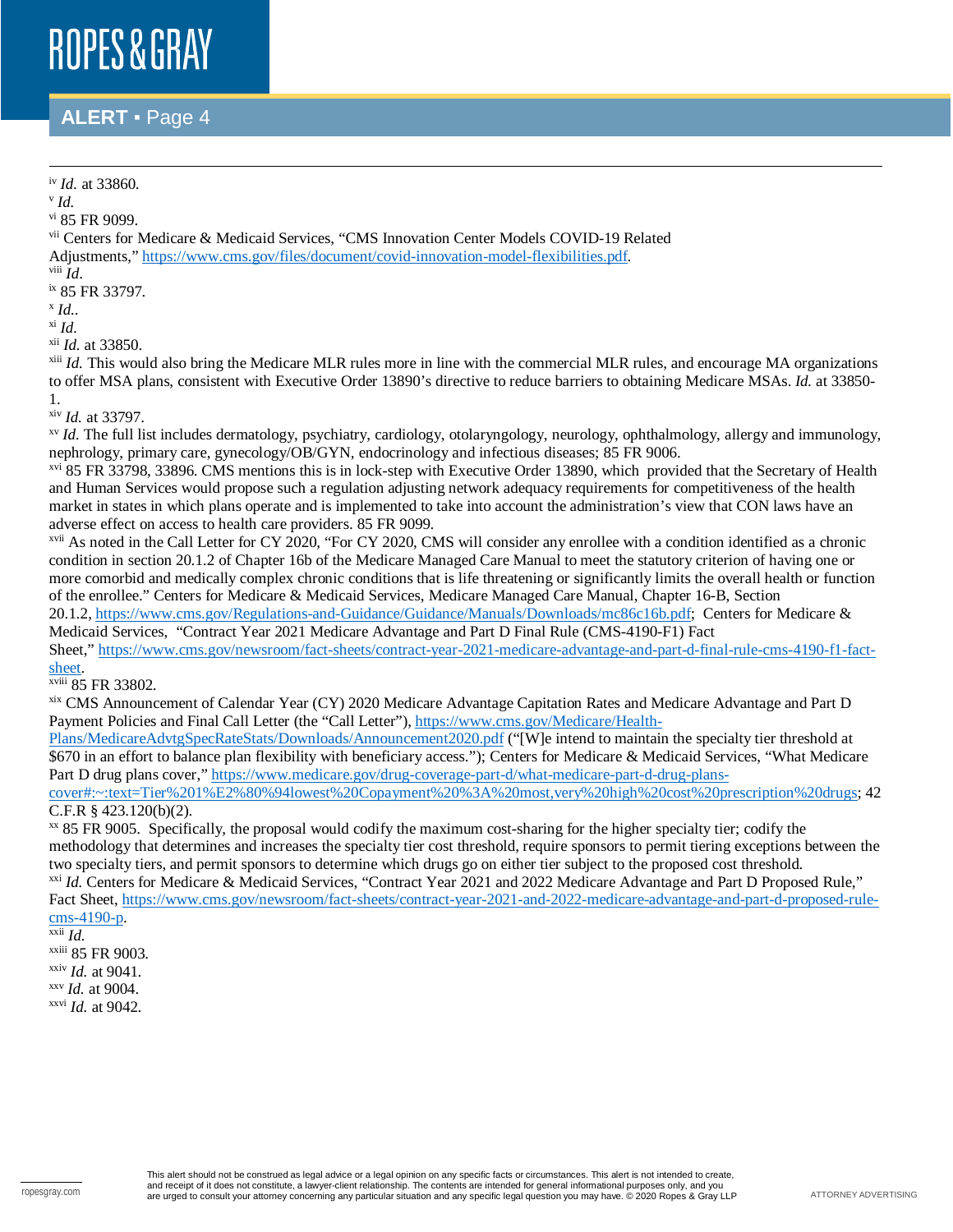[iv] *Id.* at 33860.

[v] *Id.*

[vi] 85 FR 9099.

[vii] Centers for Medicare & Medicaid Services, "CMS Innovation Center Models COVID-19 Related Adjustments," https://www.cms.gov/files/document/covid-innovation-model-flexibilities.pdf.

[viii] *Id*.

[ix] 85 FR 33797.

[x] *Id.*.

[xi] *Id.*

[xii] *Id.* at 33850.

[xiii] *Id.* This would also bring the Medicare MLR rules more in line with the commercial MLR rules, and encourage MA organizations to offer MSA plans, consistent with Executive Order 13890's directive to reduce barriers to obtaining Medicare MSAs. *Id.* at 33850-1.

[xiv] *Id.* at 33797.

[xv] *Id.* The full list includes dermatology, psychiatry, cardiology, otolaryngology, neurology, ophthalmology, allergy and immunology, nephrology, primary care, gynecology/OB/GYN, endocrinology and infectious diseases; 85 FR 9006.

[xvi] 85 FR 33798, 33896. CMS mentions this is in lock-step with Executive Order 13890, which provided that the Secretary of Health and Human Services would propose such a regulation adjusting network adequacy requirements for competitiveness of the health market in states in which plans operate and is implemented to take into account the administration's view that CON laws have an adverse effect on access to health care providers. 85 FR 9099.

[xvii] As noted in the Call Letter for CY 2020, "For CY 2020, CMS will consider any enrollee with a condition identified as a chronic condition in section 20.1.2 of Chapter 16b of the Medicare Managed Care Manual to meet the statutory criterion of having one or more comorbid and medically complex chronic conditions that is life threatening or significantly limits the overall health or function of the enrollee." Centers for Medicare & Medicaid Services, Medicare Managed Care Manual, Chapter 16-B, Section 20.1.2, https://www.cms.gov/Regulations-and-Guidance/Guidance/Manuals/Downloads/mc86c16b.pdf; Centers for Medicare & Medicaid Services, "Contract Year 2021 Medicare Advantage and Part D Final Rule (CMS-4190-F1) Fact Sheet," https://www.cms.gov/newsroom/fact-sheets/contract-year-2021-medicare-advantage-and-part-d-final-rule-cms-4190-f1-fact-sheet.

[xviii] 85 FR 33802.

[xix] CMS Announcement of Calendar Year (CY) 2020 Medicare Advantage Capitation Rates and Medicare Advantage and Part D Payment Policies and Final Call Letter (the "Call Letter"), https://www.cms.gov/Medicare/Health-Plans/MedicareAdvtgSpecRateStats/Downloads/Announcement2020.pdf ("[W]e intend to maintain the specialty tier threshold at $670 in an effort to balance plan flexibility with beneficiary access."); Centers for Medicare & Medicaid Services, "What Medicare Part D drug plans cover," https://www.medicare.gov/drug-coverage-part-d/what-medicare-part-d-drug-plans-cover#:~:text=Tier%201%E2%80%94lowest%20Copayment%20%3A%20most,very%20high%20cost%20prescription%20drugs; 42 C.F.R § 423.120(b)(2).

[xx] 85 FR 9005. Specifically, the proposal would codify the maximum cost-sharing for the higher specialty tier; codify the methodology that determines and increases the specialty tier cost threshold, require sponsors to permit tiering exceptions between the two specialty tiers, and permit sponsors to determine which drugs go on either tier subject to the proposed cost threshold.

[xxi] *Id.* Centers for Medicare & Medicaid Services, "Contract Year 2021 and 2022 Medicare Advantage and Part D Proposed Rule," Fact Sheet, https://www.cms.gov/newsroom/fact-sheets/contract-year-2021-and-2022-medicare-advantage-and-part-d-proposed-rule-cms-4190-p.

[xxii] *Id.*

[xxiii] 85 FR 9003.

[xxiv] *Id.* at 9041.

[xxv] *Id.* at 9004.

[xxvi] *Id.* at 9042.

This alert should not be construed as legal advice or a legal opinion on any specific facts or circumstances. This alert is not intended to create, and receipt of it does not constitute, a lawyer-client relationship. The contents are intended for general informational purposes only, and you are urged to consult your attorney concerning any particular situation and any specific legal question you may have. © 2020 Ropes & Gray LLP

ATTORNEY ADVERTISING